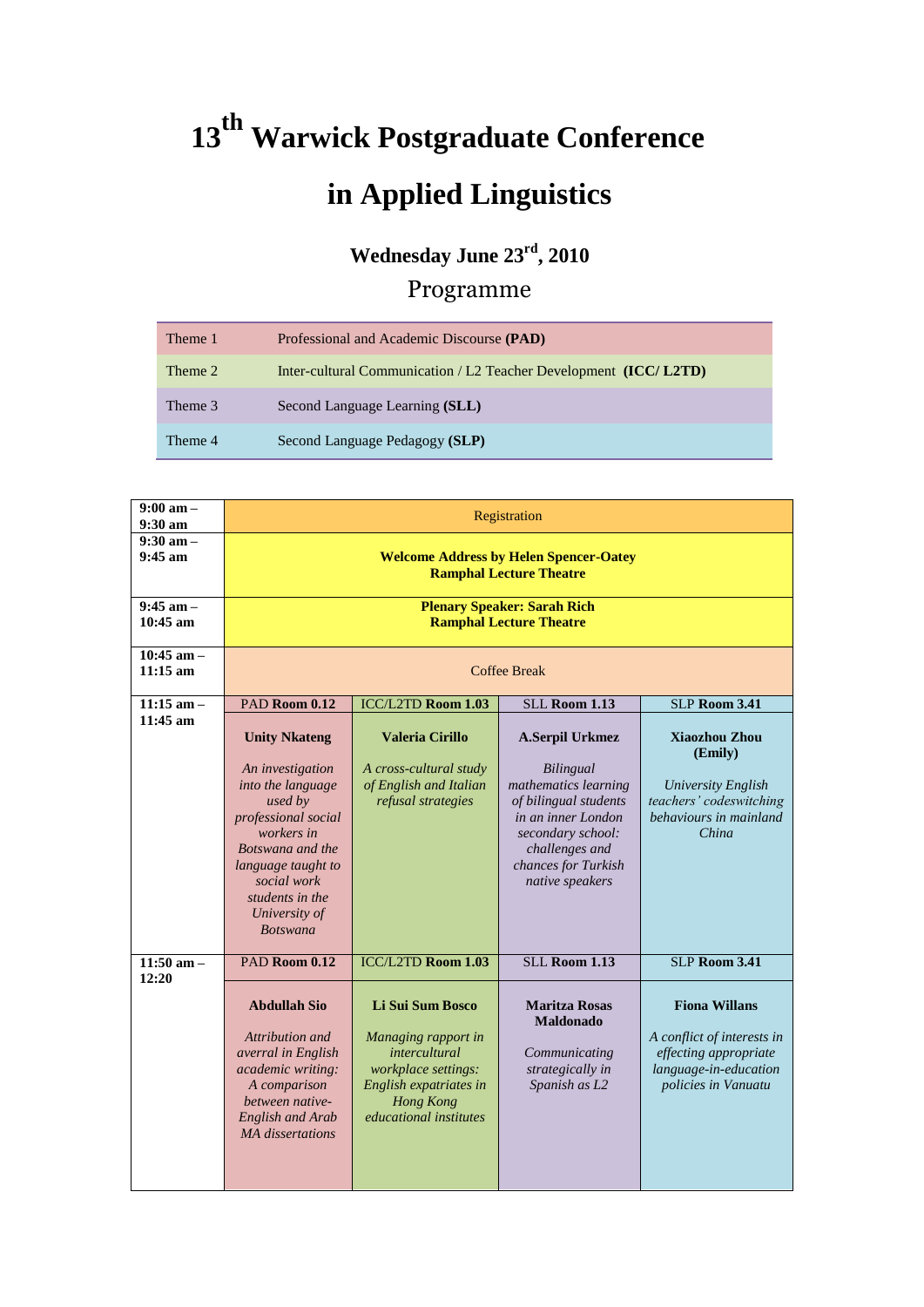# 13th Warwick Postgraduate Conference in Applied Linguistics

### Wednesday June 23rd, 2010

## Programme

| | |
|---|---|
| Theme 1 | Professional and Academic Discourse **(PAD)** |
| Theme 2 | Inter-cultural Communication / L2 Teacher Development **(ICC/ L2TD)** |
| Theme 3 | Second Language Learning **(SLL)** |
| Theme 4 | Second Language Pedagogy **(SLP)** |

| Time | | | | |
|---|---|---|---|---|
| **9:00 am – 9:30 am** | Registration | | | |
| **9:30 am – 9:45 am** | **Welcome Address by Helen Spencer-Oatey**<br>**Ramphal Lecture Theatre** | | | |
| **9:45 am – 10:45 am** | **Plenary Speaker: Sarah Rich**<br>**Ramphal Lecture Theatre** | | | |
| **10:45 am – 11:15 am** | Coffee Break | | | |
| **11:15 am – 11:45 am** | PAD **Room 0.12** | ICC/L2TD **Room 1.03** | SLL **Room 1.13** | SLP **Room 3.41** |
| | **Unity Nkateng**<br><br>*An investigation into the language used by professional social workers in Botswana and the language taught to social work students in the University of Botswana* | **Valeria Cirillo**<br><br>*A cross-cultural study of English and Italian refusal strategies* | **A.Serpil Urkmez**<br><br>*Bilingual mathematics learning of bilingual students in an inner London secondary school: challenges and chances for Turkish native speakers* | **Xiaozhou Zhou (Emily)**<br><br>*University English teachers' codeswitching behaviours in mainland China* |
| **11:50 am – 12:20** | PAD **Room 0.12** | ICC/L2TD **Room 1.03** | SLL **Room 1.13** | SLP **Room 3.41** |
| | **Abdullah Sio**<br><br>*Attribution and averral in English academic writing: A comparison between native-English and Arab MA dissertations* | **Li Sui Sum Bosco**<br><br>*Managing rapport in intercultural workplace settings: English expatriates in Hong Kong educational institutes* | **Maritza Rosas Maldonado**<br><br>*Communicating strategically in Spanish as L2* | **Fiona Willans**<br><br>*A conflict of interests in effecting appropriate language-in-education policies in Vanuatu* |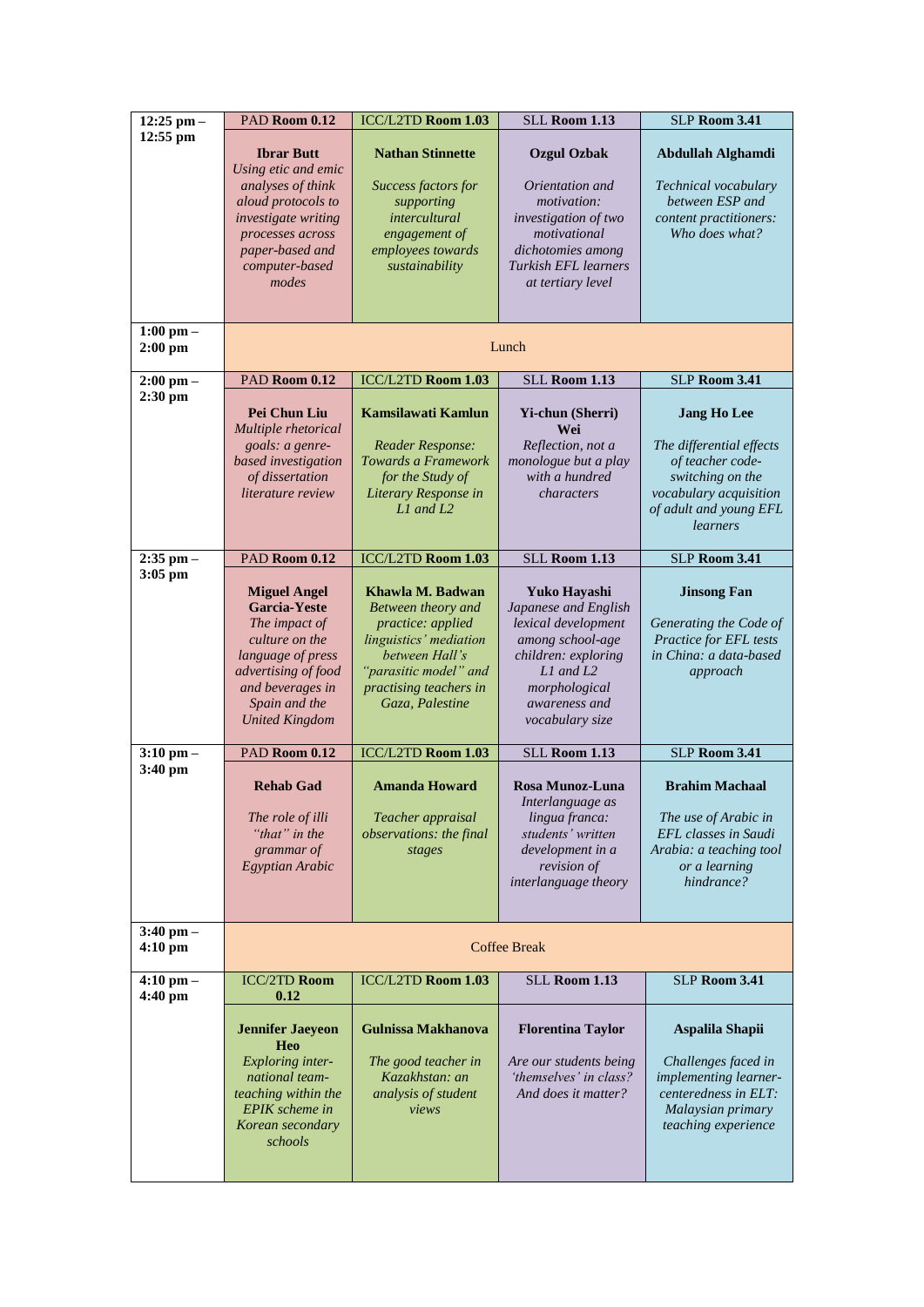| 12:25 pm – 12:55 pm | PAD **Room 0.12** | ICC/L2TD **Room 1.03** | SLL **Room 1.13** | SLP **Room 3.41** |
|---|---|---|---|---|
| | **Ibrar Butt** *Using etic and emic analyses of think aloud protocols to investigate writing processes across paper-based and computer-based modes* | **Nathan Stinnette** *Success factors for supporting intercultural engagement of employees towards sustainability* | **Ozgul Ozbak** *Orientation and motivation: investigation of two motivational dichotomies among Turkish EFL learners at tertiary level* | **Abdullah Alghamdi** *Technical vocabulary between ESP and content practitioners: Who does what?* |
| **1:00 pm – 2:00 pm** | Lunch | | | |
| **2:00 pm – 2:30 pm** | PAD **Room 0.12** | ICC/L2TD **Room 1.03** | SLL **Room 1.13** | SLP **Room 3.41** |
| | **Pei Chun Liu** *Multiple rhetorical goals: a genre-based investigation of dissertation literature review* | **Kamsilawati Kamlun** *Reader Response: Towards a Framework for the Study of Literary Response in L1 and L2* | **Yi-chun (Sherri) Wei** *Reflection, not a monologue but a play with a hundred characters* | **Jang Ho Lee** *The differential effects of teacher code-switching on the vocabulary acquisition of adult and young EFL learners* |
| **2:35 pm – 3:05 pm** | PAD **Room 0.12** | ICC/L2TD **Room 1.03** | SLL **Room 1.13** | SLP **Room 3.41** |
| | **Miguel Angel Garcia-Yeste** *The impact of culture on the language of press advertising of food and beverages in Spain and the United Kingdom* | **Khawla M. Badwan** *Between theory and practice: applied linguistics' mediation between Hall's "parasitic model" and practising teachers in Gaza, Palestine* | **Yuko Hayashi** *Japanese and English lexical development among school-age children: exploring L1 and L2 morphological awareness and vocabulary size* | **Jinsong Fan** *Generating the Code of Practice for EFL tests in China: a data-based approach* |
| **3:10 pm – 3:40 pm** | PAD **Room 0.12** | ICC/L2TD **Room 1.03** | SLL **Room 1.13** | SLP **Room 3.41** |
| | **Rehab Gad** *The role of illi "that" in the grammar of Egyptian Arabic* | **Amanda Howard** *Teacher appraisal observations: the final stages* | **Rosa Munoz-Luna** *Interlanguage as lingua franca: students' written development in a revision of interlanguage theory* | **Brahim Machaal** *The use of Arabic in EFL classes in Saudi Arabia: a teaching tool or a learning hindrance?* |
| **3:40 pm – 4:10 pm** | Coffee Break | | | |
| **4:10 pm – 4:40 pm** | ICC/2TD **Room 0.12** | ICC/L2TD **Room 1.03** | SLL **Room 1.13** | SLP **Room 3.41** |
| | **Jennifer Jaeyeon Heo** *Exploring inter-national team-teaching within the EPIK scheme in Korean secondary schools* | **Gulnissa Makhanova** *The good teacher in Kazakhstan: an analysis of student views* | **Florentina Taylor** *Are our students being 'themselves' in class? And does it matter?* | **Aspalila Shapii** *Challenges faced in implementing learner-centeredness in ELT: Malaysian primary teaching experience* |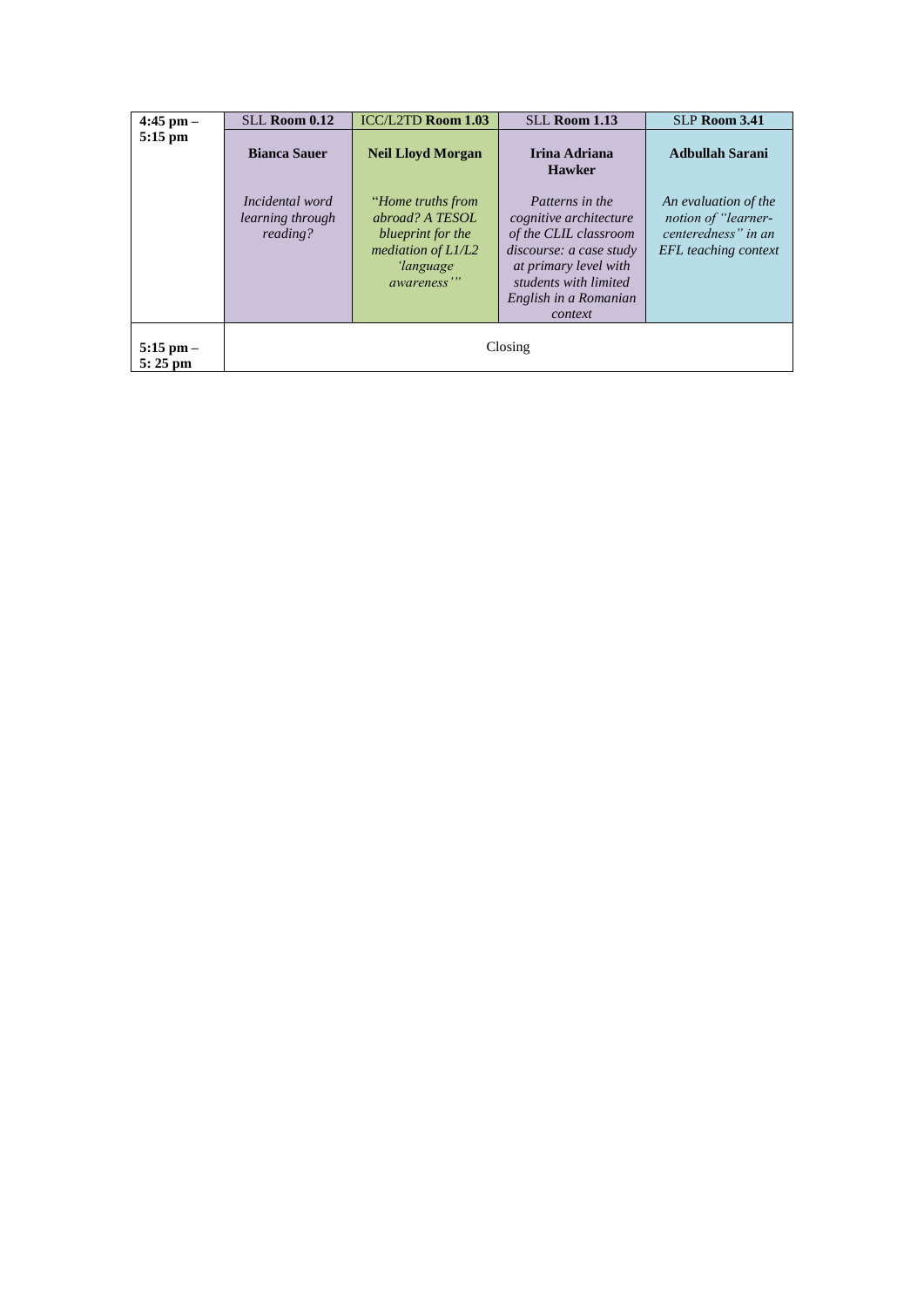| | | | | |
|---|---|---|---|---|
| **4:45 pm – 5:15 pm** | SLL **Room 0.12**<br><br>**Bianca Sauer**<br><br>*Incidental word learning through reading?* | ICC/L2TD **Room 1.03**<br><br>**Neil Lloyd Morgan**<br><br>"*Home truths from abroad? A TESOL blueprint for the mediation of L1/L2 'language awareness'*" | SLL **Room 1.13**<br><br>**Irina Adriana Hawker**<br><br>*Patterns in the cognitive architecture of the CLIL classroom discourse: a case study at primary level with students with limited English in a Romanian context* | SLP **Room 3.41**<br><br>**Adbullah Sarani**<br><br>*An evaluation of the notion of "learner-centeredness" in an EFL teaching context* |
| **5:15 pm – 5: 25 pm** | Closing | | | |